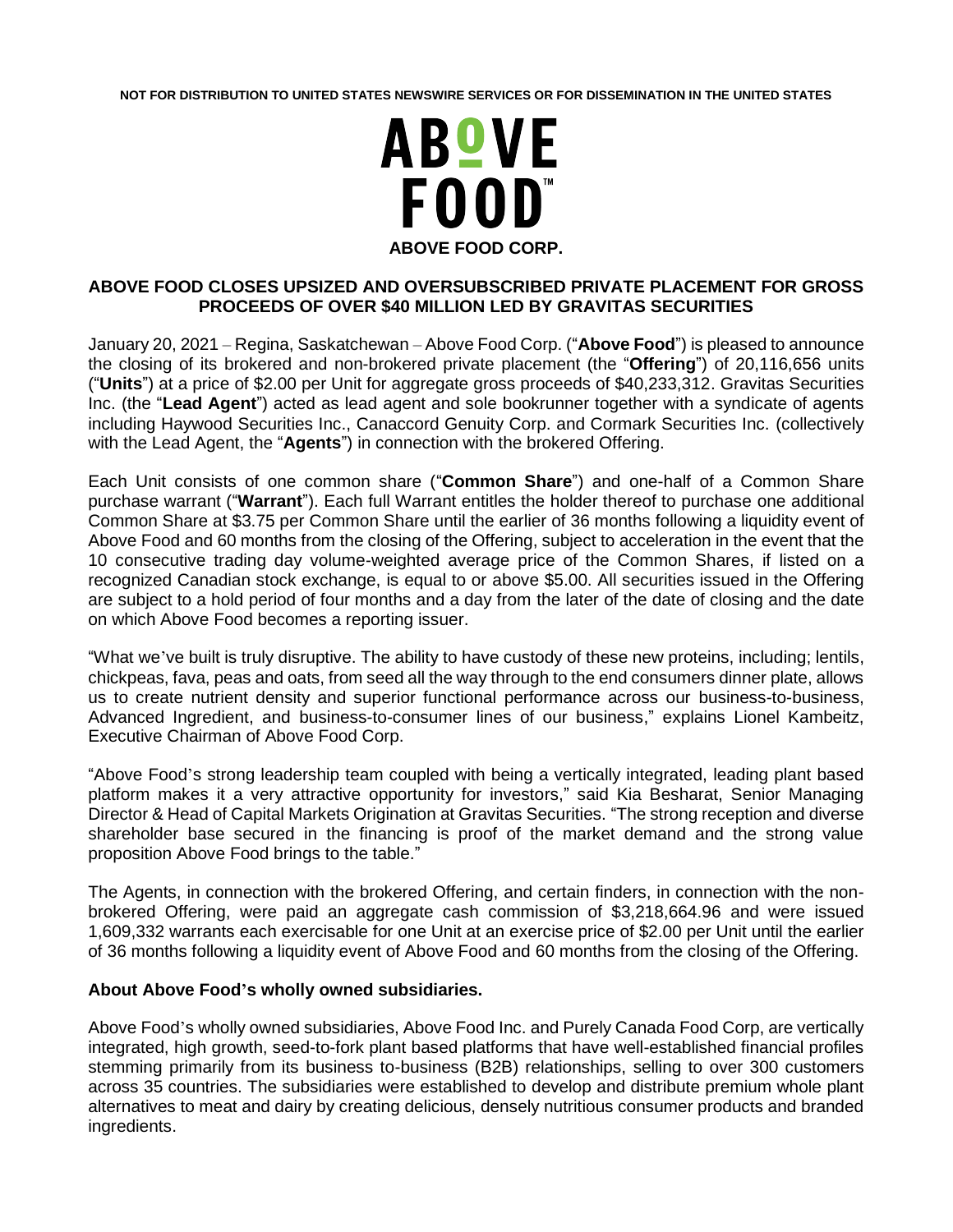NOT FOR DISTRIBUTION TO UNITED STATES NEWSWIRE SERVICES OR FOR DISSEMINATION IN THE UNITED STATES

**ABOVE FOOD CORP.**

## ABOVE FOOD CLOSES UPSIZED AND OVERSUBSCRIBED PRIVATE PLACEMENT FOR GROSS PROCEEDS OF OVER $40 MILLION LED BY GRAVITAS SECURITIES

January 20, 2021 – Regina, Saskatchewan – Above Food Corp. ("**Above Food**") is pleased to announce the closing of its brokered and non-brokered private placement (the "**Offering**") of 20,116,656 units ("**Units**") at a price of $2.00 per Unit for aggregate gross proceeds of $40,233,312. Gravitas Securities Inc. (the "**Lead Agent**") acted as lead agent and sole bookrunner together with a syndicate of agents including Haywood Securities Inc., Canaccord Genuity Corp. and Cormark Securities Inc. (collectively with the Lead Agent, the "**Agents**") in connection with the brokered Offering.

Each Unit consists of one common share ("**Common Share**") and one-half of a Common Share purchase warrant ("**Warrant**"). Each full Warrant entitles the holder thereof to purchase one additional Common Share at $3.75 per Common Share until the earlier of 36 months following a liquidity event of Above Food and 60 months from the closing of the Offering, subject to acceleration in the event that the 10 consecutive trading day volume-weighted average price of the Common Shares, if listed on a recognized Canadian stock exchange, is equal to or above $5.00. All securities issued in the Offering are subject to a hold period of four months and a day from the later of the date of closing and the date on which Above Food becomes a reporting issuer.

"What we've built is truly disruptive. The ability to have custody of these new proteins, including; lentils, chickpeas, fava, peas and oats, from seed all the way through to the end consumers dinner plate, allows us to create nutrient density and superior functional performance across our business-to-business, Advanced Ingredient, and business-to-consumer lines of our business," explains Lionel Kambeitz, Executive Chairman of Above Food Corp.

"Above Food's strong leadership team coupled with being a vertically integrated, leading plant based platform makes it a very attractive opportunity for investors," said Kia Besharat, Senior Managing Director & Head of Capital Markets Origination at Gravitas Securities. "The strong reception and diverse shareholder base secured in the financing is proof of the market demand and the strong value proposition Above Food brings to the table."

The Agents, in connection with the brokered Offering, and certain finders, in connection with the non-brokered Offering, were paid an aggregate cash commission of $3,218,664.96 and were issued 1,609,332 warrants each exercisable for one Unit at an exercise price of $2.00 per Unit until the earlier of 36 months following a liquidity event of Above Food and 60 months from the closing of the Offering.

### About Above Food's wholly owned subsidiaries.

Above Food's wholly owned subsidiaries, Above Food Inc. and Purely Canada Food Corp, are vertically integrated, high growth, seed-to-fork plant based platforms that have well-established financial profiles stemming primarily from its business to-business (B2B) relationships, selling to over 300 customers across 35 countries. The subsidiaries were established to develop and distribute premium whole plant alternatives to meat and dairy by creating delicious, densely nutritious consumer products and branded ingredients.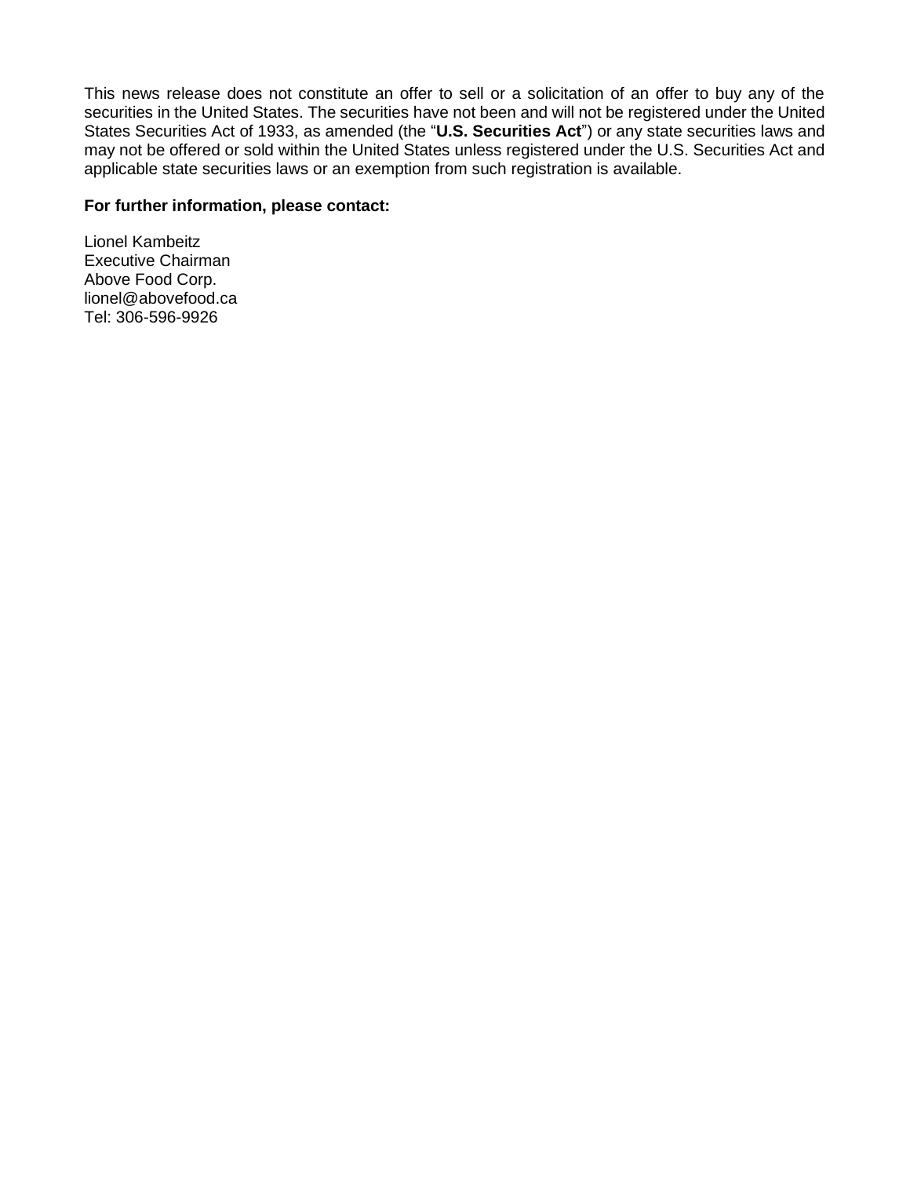This news release does not constitute an offer to sell or a solicitation of an offer to buy any of the securities in the United States. The securities have not been and will not be registered under the United States Securities Act of 1933, as amended (the "**U.S. Securities Act**") or any state securities laws and may not be offered or sold within the United States unless registered under the U.S. Securities Act and applicable state securities laws or an exemption from such registration is available.

**For further information, please contact:**

Lionel Kambeitz
Executive Chairman
Above Food Corp.
lionel@abovefood.ca
Tel: 306-596-9926